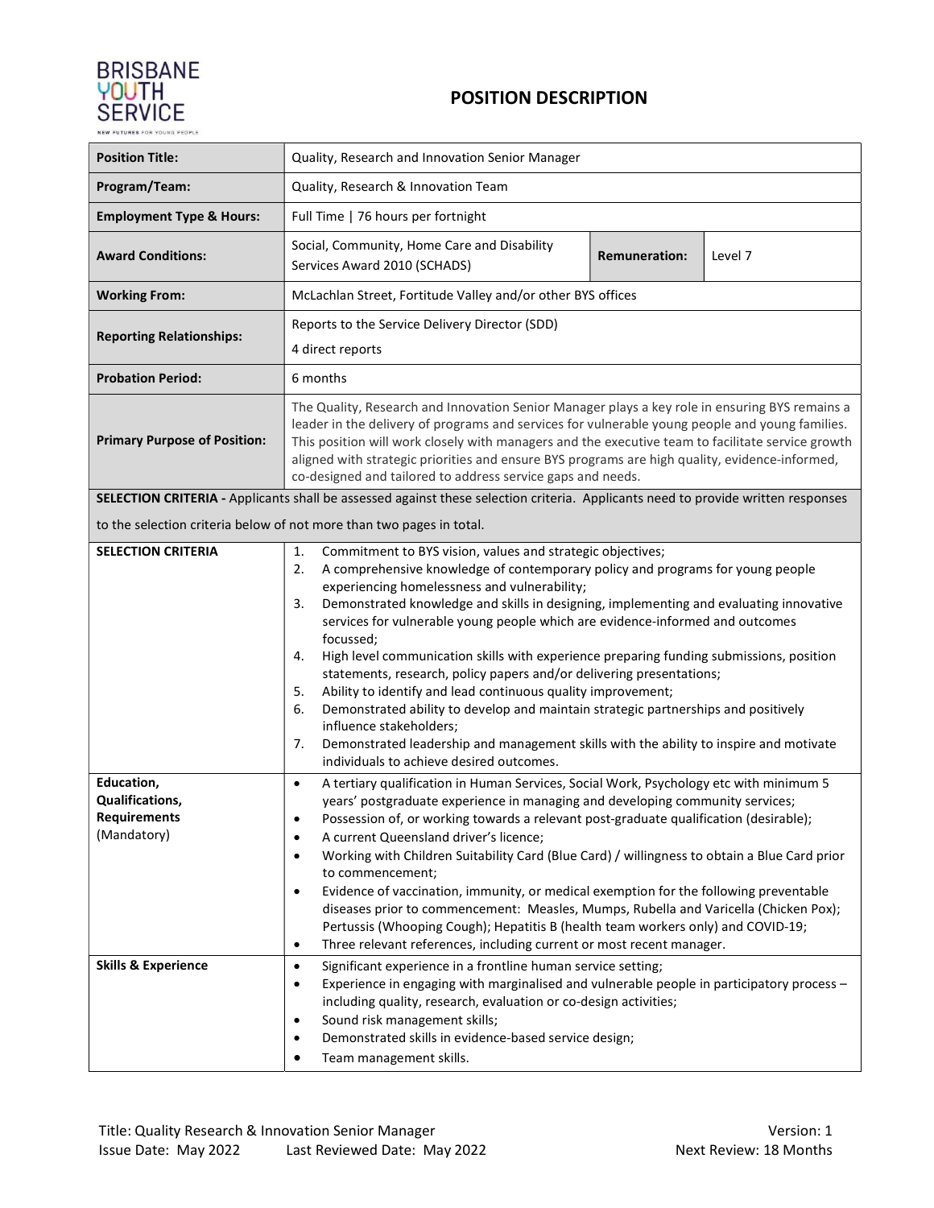BRISBANE YOUTH SERVICE

NEW FUTURES FOR YOUNG PEOPLE

# POSITION DESCRIPTION

| | | | |
|---|---|---|---|
| **Position Title:** | Quality, Research and Innovation Senior Manager | | |
| **Program/Team:** | Quality, Research & Innovation Team | | |
| **Employment Type & Hours:** | Full Time \| 76 hours per fortnight | | |
| **Award Conditions:** | Social, Community, Home Care and Disability Services Award 2010 (SCHADS) | **Remuneration:** | Level 7 |
| **Working From:** | McLachlan Street, Fortitude Valley and/or other BYS offices | | |
| **Reporting Relationships:** | Reports to the Service Delivery Director (SDD)<br>4 direct reports | | |
| **Probation Period:** | 6 months | | |
| **Primary Purpose of Position:** | The Quality, Research and Innovation Senior Manager plays a key role in ensuring BYS remains a leader in the delivery of programs and services for vulnerable young people and young families. This position will work closely with managers and the executive team to facilitate service growth aligned with strategic priorities and ensure BYS programs are high quality, evidence-informed, co-designed and tailored to address service gaps and needs. | | |

| | |
|---|---|
| **SELECTION CRITERIA -** Applicants shall be assessed against these selection criteria. Applicants need to provide written responses to the selection criteria below of not more than two pages in total. | |
| **SELECTION CRITERIA** | 1. Commitment to BYS vision, values and strategic objectives;<br>2. A comprehensive knowledge of contemporary policy and programs for young people experiencing homelessness and vulnerability;<br>3. Demonstrated knowledge and skills in designing, implementing and evaluating innovative services for vulnerable young people which are evidence-informed and outcomes focussed;<br>4. High level communication skills with experience preparing funding submissions, position statements, research, policy papers and/or delivering presentations;<br>5. Ability to identify and lead continuous quality improvement;<br>6. Demonstrated ability to develop and maintain strategic partnerships and positively influence stakeholders;<br>7. Demonstrated leadership and management skills with the ability to inspire and motivate individuals to achieve desired outcomes. |
| **Education, Qualifications, Requirements** (Mandatory) | • A tertiary qualification in Human Services, Social Work, Psychology etc with minimum 5 years' postgraduate experience in managing and developing community services;<br>• Possession of, or working towards a relevant post-graduate qualification (desirable);<br>• A current Queensland driver's licence;<br>• Working with Children Suitability Card (Blue Card) / willingness to obtain a Blue Card prior to commencement;<br>• Evidence of vaccination, immunity, or medical exemption for the following preventable diseases prior to commencement: Measles, Mumps, Rubella and Varicella (Chicken Pox); Pertussis (Whooping Cough); Hepatitis B (health team workers only) and COVID-19;<br>• Three relevant references, including current or most recent manager. |
| **Skills & Experience** | • Significant experience in a frontline human service setting;<br>• Experience in engaging with marginalised and vulnerable people in participatory process – including quality, research, evaluation or co-design activities;<br>• Sound risk management skills;<br>• Demonstrated skills in evidence-based service design;<br>• Team management skills. |

Title: Quality Research & Innovation Senior Manager — Version: 1
Issue Date: May 2022 — Last Reviewed Date: May 2022 — Next Review: 18 Months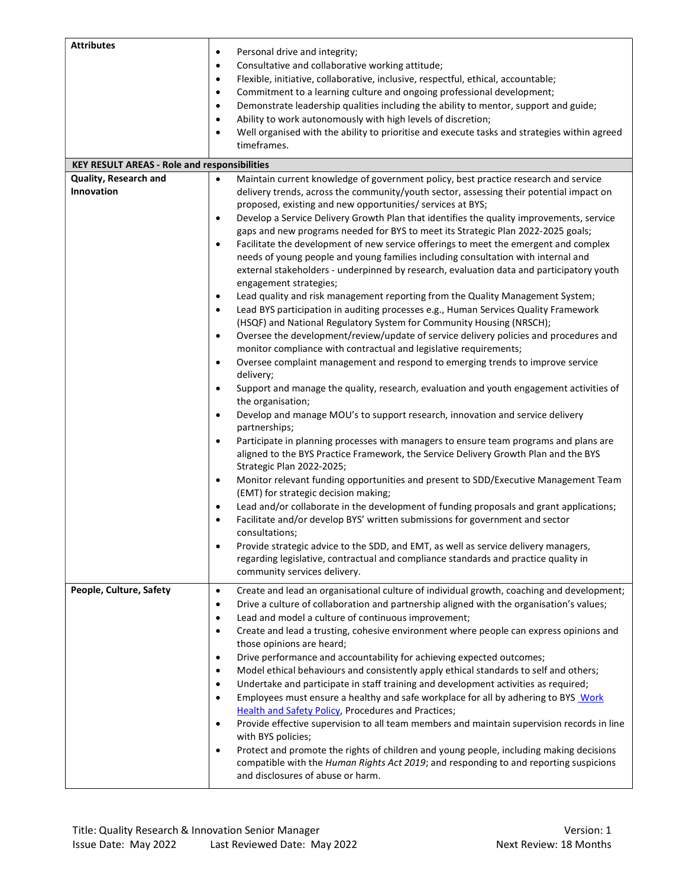| Attributes | <ul><li>Personal drive and integrity;</li><li>Consultative and collaborative working attitude;</li><li>Flexible, initiative, collaborative, inclusive, respectful, ethical, accountable;</li><li>Commitment to a learning culture and ongoing professional development;</li><li>Demonstrate leadership qualities including the ability to mentor, support and guide;</li><li>Ability to work autonomously with high levels of discretion;</li><li>Well organised with the ability to prioritise and execute tasks and strategies within agreed timeframes.</li></ul> |
|---|---|
| **KEY RESULT AREAS - Role and responsibilities** | |
| **Quality, Research and Innovation** | <ul><li>Maintain current knowledge of government policy, best practice research and service delivery trends, across the community/youth sector, assessing their potential impact on proposed, existing and new opportunities/ services at BYS;</li><li>Develop a Service Delivery Growth Plan that identifies the quality improvements, service gaps and new programs needed for BYS to meet its Strategic Plan 2022-2025 goals;</li><li>Facilitate the development of new service offerings to meet the emergent and complex needs of young people and young families including consultation with internal and external stakeholders - underpinned by research, evaluation data and participatory youth engagement strategies;</li><li>Lead quality and risk management reporting from the Quality Management System;</li><li>Lead BYS participation in auditing processes e.g., Human Services Quality Framework (HSQF) and National Regulatory System for Community Housing (NRSCH);</li><li>Oversee the development/review/update of service delivery policies and procedures and monitor compliance with contractual and legislative requirements;</li><li>Oversee complaint management and respond to emerging trends to improve service delivery;</li><li>Support and manage the quality, research, evaluation and youth engagement activities of the organisation;</li><li>Develop and manage MOU's to support research, innovation and service delivery partnerships;</li><li>Participate in planning processes with managers to ensure team programs and plans are aligned to the BYS Practice Framework, the Service Delivery Growth Plan and the BYS Strategic Plan 2022-2025;</li><li>Monitor relevant funding opportunities and present to SDD/Executive Management Team (EMT) for strategic decision making;</li><li>Lead and/or collaborate in the development of funding proposals and grant applications;</li><li>Facilitate and/or develop BYS' written submissions for government and sector consultations;</li><li>Provide strategic advice to the SDD, and EMT, as well as service delivery managers, regarding legislative, contractual and compliance standards and practice quality in community services delivery.</li></ul> |
| **People, Culture, Safety** | <ul><li>Create and lead an organisational culture of individual growth, coaching and development;</li><li>Drive a culture of collaboration and partnership aligned with the organisation's values;</li><li>Lead and model a culture of continuous improvement;</li><li>Create and lead a trusting, cohesive environment where people can express opinions and those opinions are heard;</li><li>Drive performance and accountability for achieving expected outcomes;</li><li>Model ethical behaviours and consistently apply ethical standards to self and others;</li><li>Undertake and participate in staff training and development activities as required;</li><li>Employees must ensure a healthy and safe workplace for all by adhering to BYS Work Health and Safety Policy, Procedures and Practices;</li><li>Provide effective supervision to all team members and maintain supervision records in line with BYS policies;</li><li>Protect and promote the rights of children and young people, including making decisions compatible with the *Human Rights Act 2019*; and responding to and reporting suspicions and disclosures of abuse or harm.</li></ul> |

Title: Quality Research & Innovation Senior Manager
Version: 1
Issue Date: May 2022 Last Reviewed Date: May 2022
Next Review: 18 Months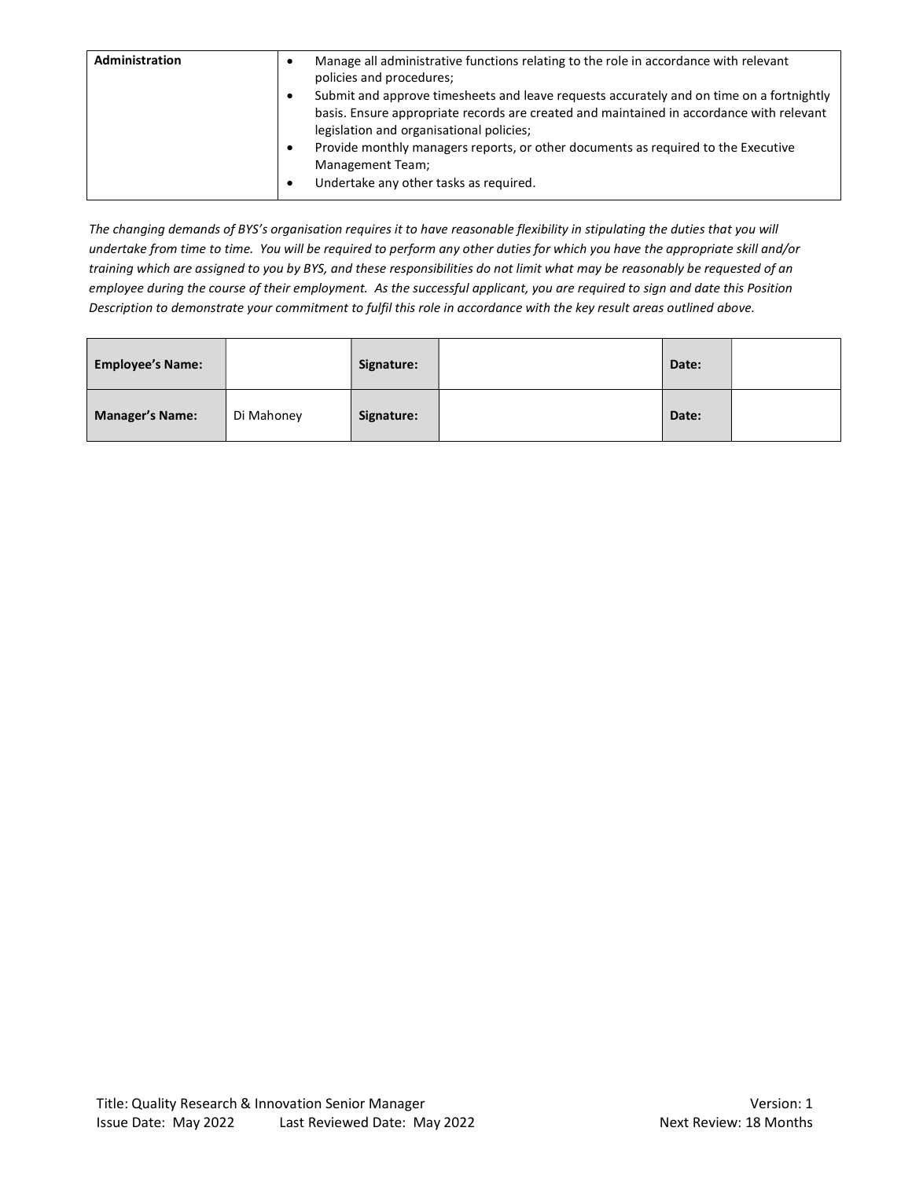| | |
|---|---|
| **Administration** | • Manage all administrative functions relating to the role in accordance with relevant policies and procedures;<br>• Submit and approve timesheets and leave requests accurately and on time on a fortnightly basis. Ensure appropriate records are created and maintained in accordance with relevant legislation and organisational policies;<br>• Provide monthly managers reports, or other documents as required to the Executive Management Team;<br>• Undertake any other tasks as required. |

*The changing demands of BYS's organisation requires it to have reasonable flexibility in stipulating the duties that you will undertake from time to time. You will be required to perform any other duties for which you have the appropriate skill and/or training which are assigned to you by BYS, and these responsibilities do not limit what may be reasonably be requested of an employee during the course of their employment. As the successful applicant, you are required to sign and date this Position Description to demonstrate your commitment to fulfil this role in accordance with the key result areas outlined above.*

| | | | | | |
|---|---|---|---|---|---|
| **Employee's Name:** | | **Signature:** | | **Date:** | |
| **Manager's Name:** | Di Mahoney | **Signature:** | | **Date:** | |